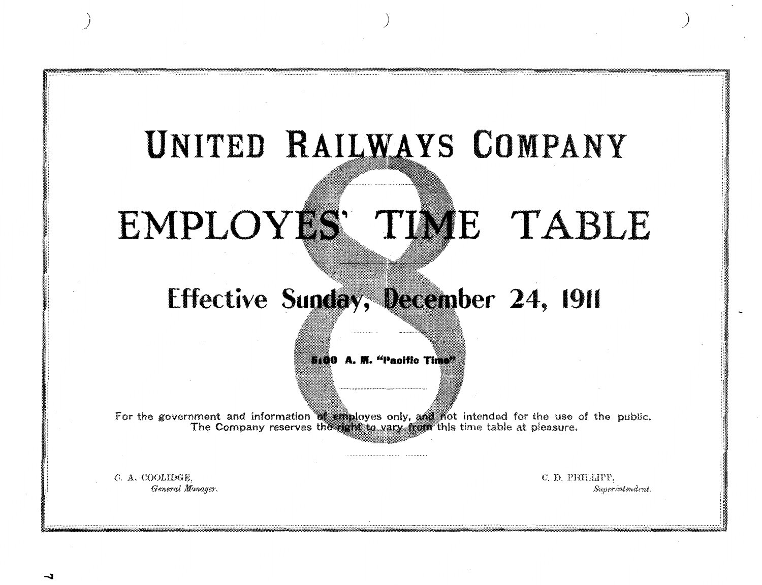# UNITED RAILWAYS COMPANY

# EMPLOYES' TIME TABLE

8

## Effective Sunday, December 24, 1911

**5:00 A. M. "Pacific Time"**

For the government and information of employes only, and not intended for the use of the public.
The Company reserves the right to vary from this time table at pleasure.

C. A. COOLIDGE,
*General Manager.*

C. D. PHILLIPP,
*Superintendent.*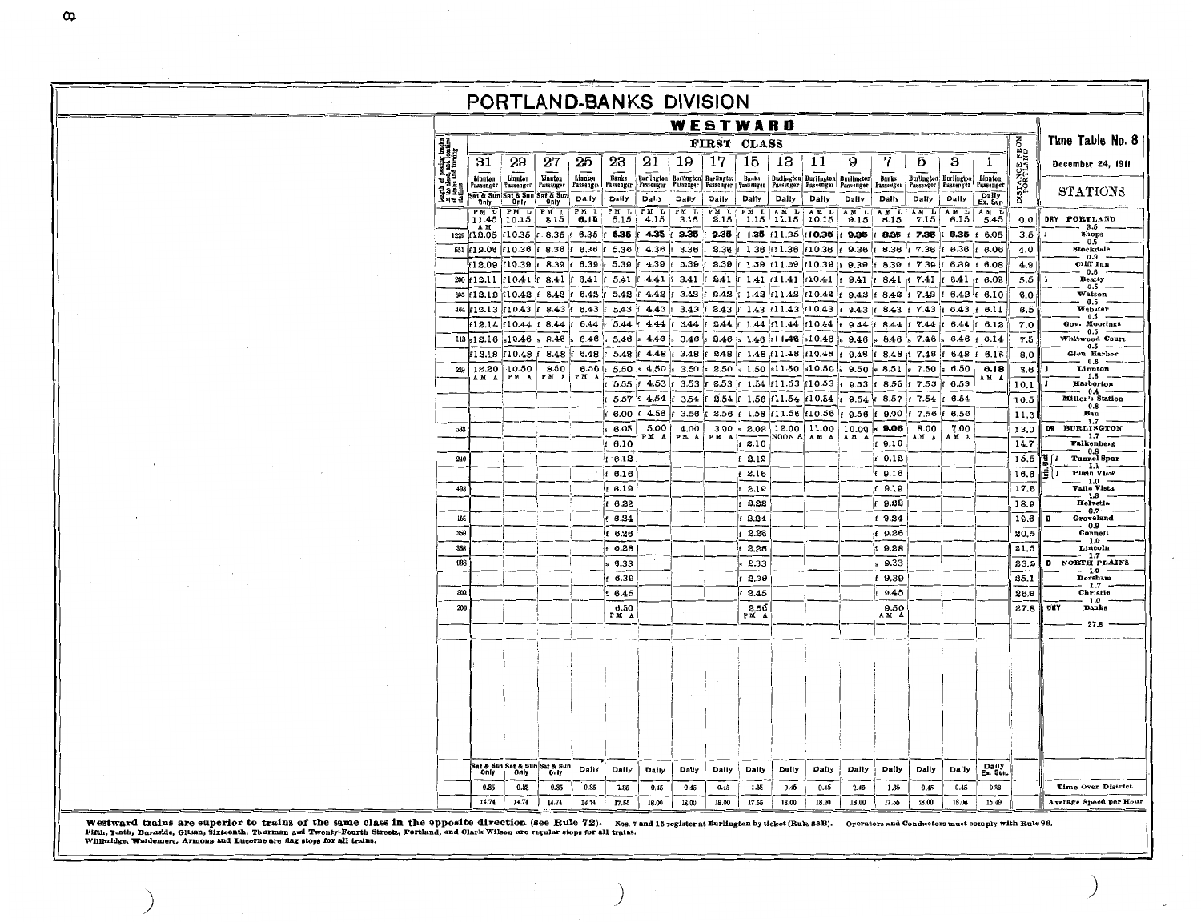# PORTLAND-BANKS DIVISION

## WESTWARD

### FIRST CLASS

**Time Table No. 8** — December 24, 1911

| Length of passing tracks in car lengths | 31 | 29 | 27 | 25 | 23 | 21 | 19 | 17 | 15 | 13 | 11 | 9 | 7 | 5 | 3 | 1 | Distance from Portland | STATIONS |
|---|---|---|---|---|---|---|---|---|---|---|---|---|---|---|---|---|---|---|
| | Linnton Passenger | Linnton Passenger | Linnton Passenger | Linnton Passenger | Banks Passenger | Burlington Passenger | Burlington Passenger | Burlington Passenger | Banks Passenger | Burlington Passenger | Burlington Passenger | Burlington Passenger | Banks Passenger | Burlington Passenger | Burlington Passenger | Linnton Passenger | | |
| | Sat & Sun Only | Sat & Sun Only | Sat & Sun Only | Daily | Daily | Daily | Daily | Daily | Daily | Daily | Daily | Daily | Daily | Daily | Daily | Daily Ex. Sun | | |
| | PM L 11.45 | PM L 10.15 | PM L 8.15 | PM L 6.15 | PM L 5.15 | PM L 4.15 | PM L 3.15 | PM L 2.15 | PM L 1.15 | AM L 11.15 | AM L 10.15 | AM L 9.15 | AM L 8.15 | AM L 7.15 | AM L 6.15 | AM L 5.45 | 0.0 | DRY PORTLAND |
| 1229 | AM f12.05 | f10.35 | f8.35 | f6.35 | f5.35 | f4.35 | f3.35 | f2.35 | f1.35 | f11.35 | f10.35 | f9.35 | f8.35 | f7.35 | f6.35 | f6.05 | 3.5 | J Shops |
| 551 | f12.06 | f10.36 | f8.36 | f6.36 | f5.36 | f4.36 | f3.36 | f2.36 | f1.36 | f11.36 | f10.36 | f9.36 | f8.36 | f7.36 | f6.36 | f6.06 | 4.0 | Stockdale |
| | f12.09 | f10.39 | f8.39 | f6.39 | f5.39 | f4.39 | f3.39 | f2.39 | f1.39 | f11.39 | f10.39 | f9.39 | f8.39 | f7.39 | f6.39 | f6.08 | 4.9 | Cliff Inn |
| 200 | f12.11 | f10.41 | f8.41 | f6.41 | f5.41 | f4.41 | f3.41 | f2.41 | f1.41 | f11.41 | f10.41 | f9.41 | f8.41 | f7.41 | f6.41 | f6.09 | 5.5 | J Beaty |
| 585 | f12.12 | f10.42 | f8.42 | f6.42 | f5.42 | f4.42 | f3.42 | f2.42 | f1.42 | f11.42 | f10.42 | f9.42 | f8.42 | f7.42 | f6.42 | f6.10 | 6.0 | Watson |
| 464 | f12.13 | f10.43 | f8.43 | f6.43 | f5.43 | f4.43 | f3.43 | f2.43 | f1.43 | f11.43 | f10.43 | f9.43 | f8.43 | f7.43 | f6.43 | f6.11 | 6.5 | Webster |
| | f12.14 | f10.44 | f8.44 | f6.44 | f5.44 | f4.44 | f3.44 | f2.44 | f1.44 | f11.44 | f10.44 | f9.44 | f8.44 | f7.44 | f6.44 | f6.12 | 7.0 | Gov. Moorings |
| 113 | s12.16 | s10.46 | s8.46 | s6.46 | s5.46 | s4.46 | s3.46 | s2.46 | s1.46 | s11.46 | s10.46 | s9.46 | s8.46 | s7.46 | s6.46 | f6.14 | 7.5 | Whitwood Court |
| | f12.18 | f10.48 | f8.48 | f6.48 | f5.48 | f4.48 | f3.48 | f2.48 | f1.48 | f11.48 | f10.48 | f9.48 | f8.48 | f7.48 | f6.48 | f6.16 | 8.0 | Glen Harbor |
| 229 | 12.20 AM A | 10.50 PM A | 8.50 PM A | 6.50 PM A | s5.50 | s4.50 | s3.50 | s2.50 | s1.50 | s11.50 | s10.50 | s9.50 | s8.51 | s7.50 | s6.50 | 6.18 AM A | 8.6 | J Linnton |
| | | | | | f5.55 | f4.53 | f3.53 | f2.53 | f1.54 | f11.53 | f10.53 | f9.53 | f8.55 | f7.53 | f6.53 | | 10.1 | J Harborton |
| | | | | | f5.57 | f4.54 | f3.54 | f2.54 | f1.56 | f11.54 | f10.54 | f9.54 | f8.57 | f7.54 | f6.54 | | 10.5 | Miller's Station |
| | | | | | f6.00 | f4.56 | f3.56 | f2.56 | f1.58 | f11.56 | f10.56 | f9.56 | f9.00 | f7.56 | f6.56 | | 11.3 | Ban |
| 533 | | | | | s6.05 | 5.00 PM A | 4.00 PM A | 3.00 PM A | s2.03 | 12.00 NOON A | 11.00 AM A | 10.00 AM A | s9.06 | 8.00 AM A | 7.00 AM A | | 13.0 | DR BURLINGTON |
| | | | | | f6.10 | | | | f2.10 | | | | f9.10 | | | | 14.7 | Falkenberg |
| 210 | | | | | f6.12 | | | | f2.12 | | | | f9.12 | | | | 15.5 | J Tunnel Spur (Auto. Block) |
| | | | | | f6.16 | | | | f2.16 | | | | f9.16 | | | | 16.6 | J Plain View |
| 493 | | | | | f6.19 | | | | f2.19 | | | | f9.19 | | | | 17.6 | Valle Vista |
| | | | | | f6.22 | | | | f2.22 | | | | f9.22 | | | | 18.9 | Helvetia |
| 156 | | | | | f6.24 | | | | f2.24 | | | | f9.24 | | | | 19.6 | D Groveland |
| 350 | | | | | f6.26 | | | | f2.26 | | | | f9.26 | | | | 20.5 | Connell |
| 368 | | | | | f6.28 | | | | f2.28 | | | | f9.28 | | | | 21.5 | Lincoln |
| 838 | | | | | s6.33 | | | | s2.33 | | | | s9.33 | | | | 23.2 | D NORTH PLAINS |
| | | | | | f6.39 | | | | f2.39 | | | | f9.39 | | | | 25.1 | Dersham |
| 600 | | | | | f6.45 | | | | f2.45 | | | | f9.45 | | | | 26.6 | Christie |
| 200 | | | | | 6.50 PM A | | | | 2.50 PM A | | | | 9.50 AM A | | | | 27.8 | DRY Banks |
| | | | | | | | | | | | | | | | | | | 27.8 |
| | Sat & Sun Only | Sat & Sun Only | Sat & Sun Only | Daily | Daily | Daily | Daily | Daily | Daily | Daily | Daily | Daily | Daily | Daily | Daily | Daily Ex. Sun. | | |
| | 0.35 | 0.35 | 0.35 | 0.35 | 1.35 | 0.45 | 0.45 | 0.45 | 1.35 | 0.45 | 0.45 | 0.45 | 1.35 | 0.45 | 0.45 | 0.33 | | Time Over District |
| | 14.74 | 14.74 | 14.74 | 14.74 | 17.55 | 18.00 | 18.00 | 18.00 | 17.55 | 18.00 | 18.00 | 18.00 | 17.55 | 18.00 | 18.00 | 15.49 | | Average Speed per Hour |

**Westward trains are superior to trains of the same class in the opposite direction (see Rule 72).** Nos. 7 and 15 register at Burlington by ticket (Rule 83B). Operators and Conductors must comply with Rule 96.

Fifth, Tenth, Burnside, Glisan, Sixteenth, Thurman and Twenty-Fourth Streets, Portland, and Clark Wilson are regular stops for all trains.

Willbridge, Waldemere, Armons and Lucerne are flag stops for all trains.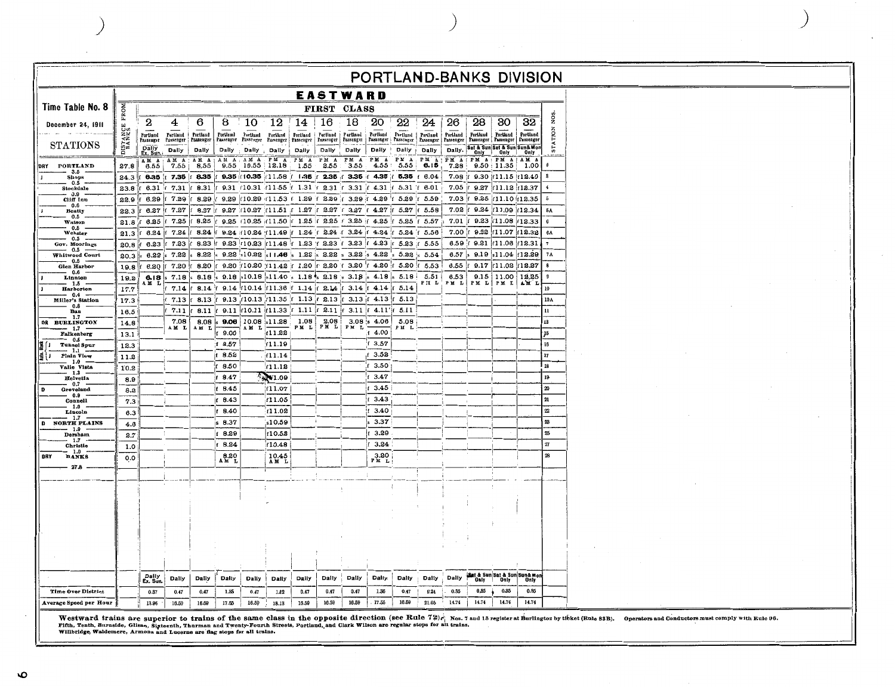# PORTLAND-BANKS DIVISION

## EASTWARD

### FIRST CLASS

| Time Table No. 8<br>December 24, 1911<br>STATIONS | Distance from Banks | 2 | 4 | 6 | 8 | 10 | 12 | 14 | 16 | 18 | 20 | 22 | 24 | 26 | 28 | 30 | 32 | Station Nos. |
|---|---|---|---|---|---|---|---|---|---|---|---|---|---|---|---|---|---|---|
| | | Portland Passenger | Portland Passenger | Portland Passenger | Portland Passenger | Portland Passenger | Portland Passenger | Portland Passenger | Portland Passenger | Portland Passenger | Portland Passenger | Portland Passenger | Portland Passenger | Portland Passenger | Portland Passenger | Portland Passenger | Portland Passenger | |
| | | Daily Ex. Sun. | Daily | Daily | Daily | Daily | Daily | Daily | Daily | Daily | Daily | Daily | Daily | Daily. | Sat & Sun Only | Sat & Sun Only | Sun & Mon Only | |
| DRY PORTLAND | 27.8 | AM 6.55 | AM 7.55 | AM 8.55 | AM 9.55 | AM 10.55 | PM 12.18 | PM 1.55 | PM 2.55 | PM 3.55 | PM 4.55 | PM 5.55 | PM 6.15 | PM 7.28 | PM 9.50 | PM 11.35 | AM 1.00 | 0 |
| 3.5 | | | | | | | | | | | | | | | | | | |
| J Shops | 24.3 | f 6.35 | f 7.35 | f 8.35 | f 9.35 | f 10.35 | f 11.58 | f 1.35 | f 2.35 | f 3.35 | f 4.35 | f 5.35 | f 6.04 | 7.08 | f 9.30 | f 11.15 | f 12.40 | 3 |
| 0.5 | | | | | | | | | | | | | | | | | | |
| Stockdale | 23.8 | f 6.31 | f 7.31 | f 8.31 | f 9.31 | f 10.31 | f 11.55 | f 1.31 | f 2.31 | f 3.31 | f 4.31 | f 5.31 | f 6.01 | 7.05 | f 9.27 | f 11.12 | f 12.37 | 4 |
| 0.9 | | | | | | | | | | | | | | | | | | |
| Cliff Inn | 22.9 | f 6.29 | f 7.29 | f 8.29 | f 9.29 | f 10.29 | f 11.53 | f 1.29 | f 2.29 | f 3.29 | f 4.29 | f 5.29 | f 5.59 | 7.03 | f 9.25 | f 11.10 | f 12.35 | 5 |
| 0.6 | | | | | | | | | | | | | | | | | | |
| J Beatty | 22.3 | f 6.27 | f 7.27 | f 8.27 | f 9.27 | f 10.27 | f 11.51 | f 1.27 | f 2.27 | f 3.27 | f 4.27 | f 5.27 | f 5.58 | 7.02 | f 9.24 | f 11.09 | f 12.34 | 5A |
| 0.5 | | | | | | | | | | | | | | | | | | |
| Watson | 21.8 | f 6.25 | f 7.25 | f 8.25 | f 9.25 | f 10.25 | f 11.50 | f 1.25 | f 2.25 | f 3.25 | f 4.25 | f 5.25 | f 5.57 | 7.01 | f 9.23 | f 11.08 | f 12.33 | 6 |
| 0.5 | | | | | | | | | | | | | | | | | | |
| Webster | 21.3 | f 6.24 | f 7.24 | f 8.24 | f 9.24 | f 10.24 | f 11.49 | f 1.24 | f 2.24 | f 3.24 | f 4.24 | f 5.24 | f 5.56 | 7.00 | f 9.22 | f 11.07 | f 12.32 | 6A |
| 0.5 | | | | | | | | | | | | | | | | | | |
| Gov. Moorings | 20.8 | f 6.23 | f 7.23 | f 8.23 | f 9.23 | f 10.23 | f 11.48 | f 1.23 | f 2.23 | f 3.23 | f 4.23 | f 5.23 | f 5.55 | 6.59 | f 9.21 | f 11.06 | f 12.31 | 7 |
| 0.5 | | | | | | | | | | | | | | | | | | |
| Whitwood Court | 20.3 | s 6.22 | s 7.22 | s 8.22 | s 9.22 | s 10.22 | s 11.46 | s 1.22 | s 2.22 | s 3.22 | s 4.22 | s 5.22 | s 5.54 | 6.57 | s 9.19 | s 11.04 | f 12.29 | 7A |
| 0.5 | | | | | | | | | | | | | | | | | | |
| Glen Harbor | 19.8 | f 6.20 | f 7.20 | f 8.20 | f 9.20 | f 10.20 | f 11.42 | f 1.20 | f 2.20 | f 3.20 | f 4.20 | f 5.20 | f 5.53 | 6.55 | f 9.17 | f 11.02 | f 12.27 | 8 |
| 0.6 | | | | | | | | | | | | | | | | | | |
| J Linnton | 19.2 | 6.18 AM L | s 7.18 | s 8.18 | s 9.18 | s 10.18 | s 11.40 | s 1.18 | s 2.18 | s 3.18 | s 4.18 | s 5.18 | 5.51 PM L | 6.53 PM L | 9.15 PM L | 11.00 PM L | 12.25 AM L | 9 |
| 1.5 | | | | | | | | | | | | | | | | | | |
| J Harborton | 17.7 | | f 7.14 | f 8.14 | f 9.14 | f 10.14 | f 11.36 | f 1.14 | f 2.14 | f 3.14 | f 4.14 | f 5.14 | | | | | | 10 |
| 0.4 | | | | | | | | | | | | | | | | | | |
| Miller's Station | 17.3 | | f 7.13 | f 8.13 | f 9.13 | f 10.13 | f 11.35 | f 1.13 | f 2.13 | f 3.13 | f 4.13 | f 5.13 | | | | | | 10A |
| 0.8 | | | | | | | | | | | | | | | | | | |
| Ban | 16.5 | | f 7.11 | f 8.11 | f 9.11 | f 10.11 | f 11.33 | f 1.11 | f 2.11 | f 3.11 | f 4.11 | f 5.11 | | | | | | 11 |
| 1.7 | | | | | | | | | | | | | | | | | | |
| DR BURLINGTON | 14.8 | | 7.08 AM L | 8.08 AM L | s 9.06 | 10.08 AM L | s 11.28 | 1.08 PM L | 2.08 PM L | 3.08 PM L | s 4.06 | 5.08 PM L | | | | | | 13 |
| 1.7 | | | | | | | | | | | | | | | | | | |
| Falkenberg | 13.1 | | | | f 9.00 | | f 11.22 | | | | f 4.00 | | | | | | | 15 |
| 0.8 | | | | | | | | | | | | | | | | | | |
| J Tunnel Spur | 12.3 | | | | f 8.57 | | f 11.19 | | | | f 3.57 | | | | | | | 16 |
| 1.1 | | | | | | | | | | | | | | | | | | |
| J Plain View | 11.2 | | | | f 8.52 | | f 11.14 | | | | f 3.52 | | | | | | | 17 |
| 1.0 | | | | | | | | | | | | | | | | | | |
| Valle Vista | 10.2 | | | | f 8.50 | | f 11.12 | | | | f 3.50 | | | | | | | 18 |
| 1.3 | | | | | | | | | | | | | | | | | | |
| Helvetia | 8.9 | | | | f 8.47 | | f 11.09 | | | | f 3.47 | | | | | | | 19 |
| 0.7 | | | | | | | | | | | | | | | | | | |
| D Groveland | 8.2 | | | | f 8.45 | | f 11.07 | | | | f 3.45 | | | | | | | 20 |
| 0.9 | | | | | | | | | | | | | | | | | | |
| Connell | 7.3 | | | | f 8.43 | | f 11.05 | | | | f 3.43 | | | | | | | 21 |
| 1.0 | | | | | | | | | | | | | | | | | | |
| Lincoln | 6.3 | | | | f 8.40 | | f 11.02 | | | | f 3.40 | | | | | | | 22 |
| 1.7 | | | | | | | | | | | | | | | | | | |
| D NORTH PLAINS | 4.6 | | | | s 8.37 | | s 10.59 | | | | s 3.37 | | | | | | | 23 |
| 1.9 | | | | | | | | | | | | | | | | | | |
| Dersham | 2.7 | | | | f 8.29 | | f 10.53 | | | | f 3.29 | | | | | | | 25 |
| 1.7 | | | | | | | | | | | | | | | | | | |
| Christie | 1.0 | | | | f 8.24 | | f 10.48 | | | | f 3.24 | | | | | | | 27 |
| 1.0 | | | | | | | | | | | | | | | | | | |
| DRY BANKS | 0.0 | | | | 8.20 AM L | | 10.45 AM L | | | | 3.20 PM L | | | | | | | 28 |
| 27.8 | | | | | | | | | | | | | | | | | | |
| | | Daily Ex. Sun. | Daily | Daily | Daily | Daily | Daily | Daily | Daily | Daily | Daily | Daily | Daily | Daily | Sat & Sun Only | Sat & Sun Only | Sun & Mon Only | |
| Time Over District | | 0.37 | 0.47 | 0.47 | 1.35 | 0.47 | 1.52 | 0.47 | 0.47 | 0.47 | 1.35 | 0.47 | 0.24 | 0.35 | 0.35 | 0.35 | 0.35 | |
| Average Speed per Hour | | 13.96 | 16.50 | 16.50 | 17.55 | 16.50 | 18.13 | 16.50 | 16.50 | 16.50 | 17.55 | 16.50 | 21.05 | 14.74 | 14.74 | 14.74 | 14.74 | |

**Westward trains are superior to trains of the same class in the opposite direction (see Rule 72).** Nos. 7 and 15 register at Burlington by ticket (Rule 83B). Operators and Conductors must comply with Rule 96.
Fifth, Tenth, Burnside, Glisan, Sixteenth, Thurman and Twenty-Fourth Streets, Portland, and Clark Wilson are regular stops for all trains.
Willbridge, Waldemere, Armona and Lucerne are flag stops for all trains.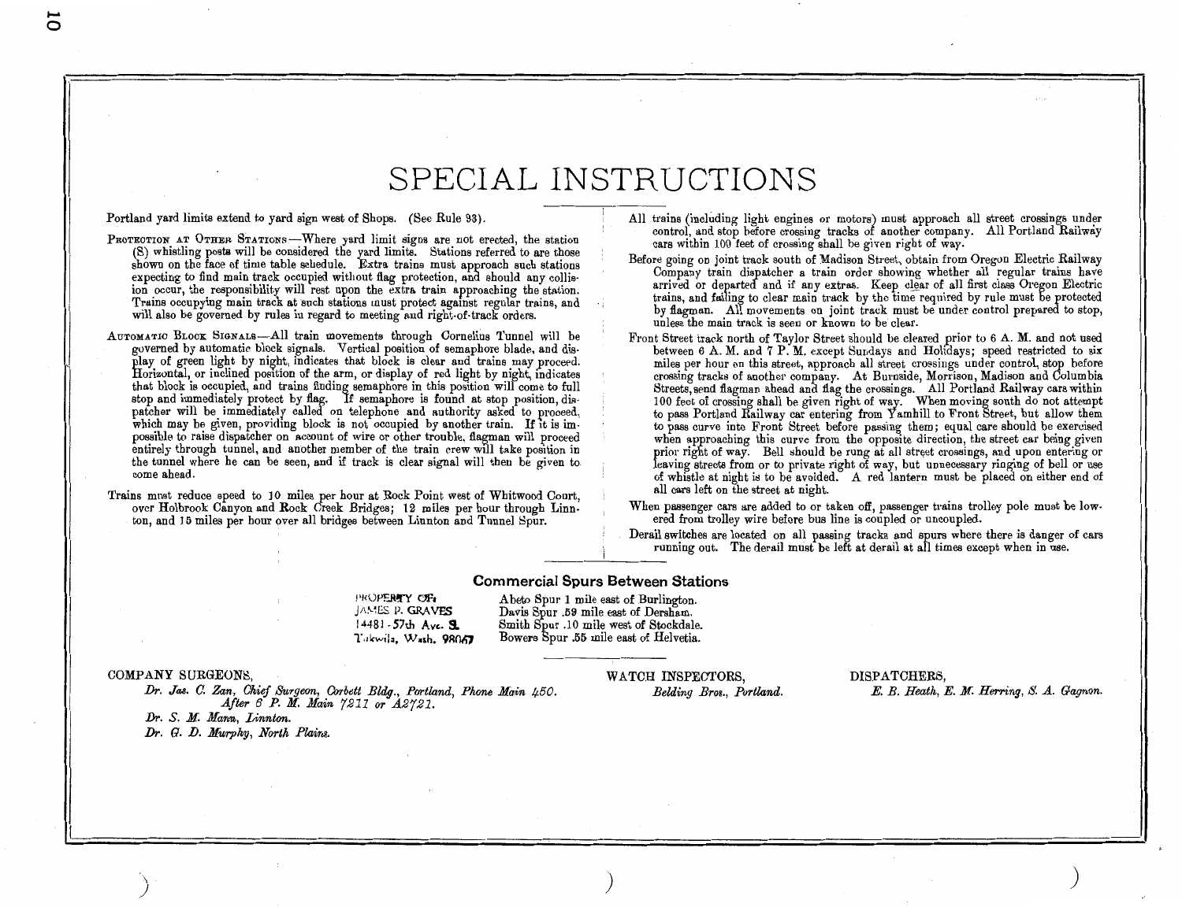# SPECIAL INSTRUCTIONS

Portland yard limits extend to yard sign west of Shops. (See Rule 93).

PROTECTION AT OTHER STATIONS—Where yard limit signs are not erected, the station (S) whistling posts will be considered the yard limits. Stations referred to are those shown on the face of time table schedule. Extra trains must approach such stations expecting to find main track occupied without flag protection, and should any collision occur, the responsibility will rest upon the extra train approaching the station. Trains occupying main track at such stations must protect against regular trains, and will also be governed by rules in regard to meeting and right-of-track orders.

AUTOMATIC BLOCK SIGNALS—All train movements through Cornelius Tunnel will be governed by automatic block signals. Vertical position of semaphore blade, and display of green light by night, indicates that block is clear and trains may proceed. Horizontal, or inclined position of the arm, or display of red light by night, indicates that block is occupied, and trains finding semaphore in this position will come to full stop and immediately protect by flag. If semaphore is found at stop position, dispatcher will be immediately called on telephone and authority asked to proceed, which may be given, providing block is not occupied by another train. If it is impossible to raise dispatcher on account of wire or other trouble, flagman will proceed entirely through tunnel, and another member of the train crew will take position in the tunnel where he can be seen, and if track is clear signal will then be given to come ahead.

Trains must reduce speed to 10 miles per hour at Rock Point west of Whitwood Court, over Holbrook Canyon and Rock Creek Bridges; 12 miles per hour through Linnton, and 15 miles per hour over all bridges between Linnton and Tunnel Spur.

All trains (including light engines or motors) must approach all street crossings under control, and stop before crossing tracks of another company. All Portland Railway cars within 100 feet of crossing shall be given right of way.

Before going on joint track south of Madison Street, obtain from Oregon Electric Railway Company train dispatcher a train order showing whether all regular trains have arrived or departed and if any extras. Keep clear of all first class Oregon Electric trains, and failing to clear main track by the time required by rule must be protected by flagman. All movements on joint track must be under control prepared to stop, unless the main track is seen or known to be clear.

Front Street track north of Taylor Street should be cleared prior to 6 A. M. and not used between 6 A. M. and 7 P. M. except Sundays and Holidays; speed restricted to six miles per hour on this street, approach all street crossings under control, stop before crossing tracks of another company. At Burnside, Morrison, Madison and Columbia Streets, send flagman ahead and flag the crossings. All Portland Railway cars within 100 feet of crossing shall be given right of way. When moving south do not attempt to pass Portland Railway car entering from Yamhill to Front Street, but allow them to pass curve into Front Street before passing them; equal care should be exercised when approaching this curve from the opposite direction, the street car being given prior right of way. Bell should be rung at all street crossings, and upon entering or leaving streets from or to private right of way, but unnecessary ringing of bell or use of whistle at night is to be avoided. A red lantern must be placed on either end of all cars left on the street at night.

When passenger cars are added to or taken off, passenger trains trolley pole must be lowered from trolley wire before bus line is coupled or uncoupled.

Derail switches are located on all passing tracks and spurs where there is danger of cars running out. The derail must be left at derail at all times except when in use.

## Commercial Spurs Between Stations

PROPERTY OF
JAMES P. GRAVES
14481 - 57th Ave. S.
Tukwila, Wash. 98067

Abeto Spur 1 mile east of Burlington.
Davis Spur .59 mile east of Dersham.
Smith Spur .10 mile west of Stockdale.
Bowers Spur .55 mile east of Helvetia.

COMPANY SURGEONS,

*Dr. Jas. C. Zan, Chief Surgeon, Corbett Bldg., Portland, Phone Main 450. After 6 P. M. Main 7211 or A2721.*

*Dr. S. M. Mann, Linnton.*

*Dr. G. D. Murphy, North Plains.*

WATCH INSPECTORS,

*Belding Bros., Portland.*

DISPATCHERS,

*E. B. Heath, E. M. Herring, S. A. Gagnon.*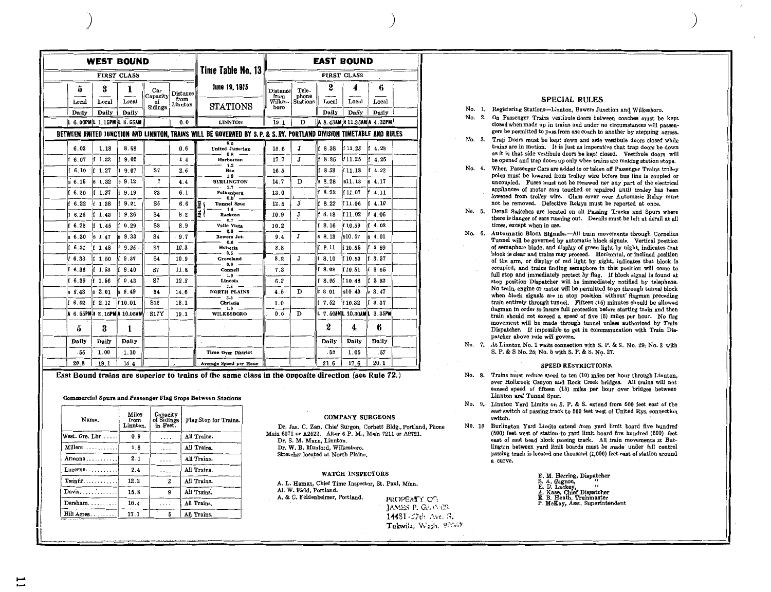| WEST BOUND | | | | | Time Table No. 13 | EAST BOUND | | | | |
|---|---|---|---|---|---|---|---|---|---|---|
| FIRST CLASS | | | | | June 19, 1915 | | | FIRST CLASS | | |
| 5 Local | 3 Local | 1 Local | Car Capacity of Sidings | Distance from Linnton | STATIONS | Distance from Wilkesboro | Telephone Stations | 2 Local | 4 Local | 6 Local |
| Daily | Daily | Daily | | | | | | Daily | Daily | Daily |
| L 6.00PM | L 1.15PM | L 8.55AM | | 0.0 | LINNTON | 19.1 | D | A 8.43AM | A 11.35AM | A 4.32PM |
| BETWEEN UNITED JUNCTION AND LINNTON, TRAINS WILL BE GOVERNED BY S. P. & S. RY. PORTLAND DIVISION TIMETABLE AND RULES | | | | | | | | | | |
| 6.03 | 1.18 | 8.58 | | 0.6 | 0.6 United Junction | 18.6 | J | f 8.38 | f 11.28 | f 4.28 |
| f 6.07 | f 1.22 | f 9.02 | | 1.4 | 0.8 Harborton | 17.7 | J | f 8.35 | f 11.25 | f 4.25 |
| f 6.10 | f 1.27 | f 9.07 | S7 | 2.6 | 1.2 Bon | 16.5 | | f 8.33 | f 11.18 | f 4.22 |
| s 6.15 | s 1.32 | s 9.12 | 7 | 4.4 | 1.8 BURLINGTON | 14.7 | D | s 8.28 | s 11.13 | s 4.17 |
| f 6.20 | f 1.37 | f 9.19 | S3 | 6.1 | 1.7 Falkenberg | 13.0 | | f 8.23 | f 11.07 | f 4.11 |
| f 6.22 | f 1.38 | f 9.21 | S5 | 6.6 | 0.5 Tunnel Spur (Auto. Block) | 12.5 | J | f 8.22 | f 11.06 | f 4.10 |
| f 6.26 | f 1.43 | f 9.26 | S4 | 8.2 | 1.6 Rockton | 10.9 | J | f 8.18 | f 11.02 | f 4.06 |
| f 6.28 | f 1.45 | f 9.29 | S8 | 8.9 | 0.7 Valle Vista | 10.2 | | f 8.16 | f 10.59 | f 4.03 |
| s 6.30 | s 1.47 | s 9.33 | S4 | 9.7 | 0.8 Bowers Jct. | 9.4 | J | s 8.13 | s 10.57 | s 4.01 |
| f 6.31 | f 1.48 | f 9.36 | S7 | 10.3 | 0.6 Helvetia | 8.8 | | f 8.11 | f 10.55 | f 3.59 |
| f 6.33 | f 1.50 | f 9.37 | S4 | 10.9 | 0.6 Groveland | 8.2 | J | f 8.10 | f 10.53 | f 3.57 |
| f 6.36 | f 1.53 | f 9.40 | S7 | 11.8 | 0.9 Connell | 7.3 | | f 8.08 | f 10.51 | f 3.55 |
| f 6.39 | f 1.56 | f 9.43 | S7 | 12.8 | 1.0 Lincoln | 6.3 | | f 8.05 | f 10.48 | f 3.52 |
| s 6.43 | s 2.01 | s 9.49 | 34 | 14.6 | 1.8 NORTH PLAINS | 4.5 | D | s 8.01 | s 10.43 | s 3.47 |
| f 6.52 | f 2.11 | f 10.01 | S12 | 18.1 | 3.5 Christie | 1.0 | | f 7.52 | f 10.32 | f 3.37 |
| A 6.55PM | A 2.15PM | A 10.05AM | S17Y | 19.1 | 1.0 WILKESBORO | 0.0 | D | L 7.50AM | L 10.30AM | L 3.35PM |
| 5 | 3 | 1 | | | | | | 2 | 4 | 6 |
| Daily | Daily | Daily | | | | | | Daily | Daily | Daily |
| .55 | 1.00 | 1.10 | | | Time Over District | | | .53 | 1.05 | .57 |
| 20.8 | 19.1 | 16.4 | | | Average Speed per Hour | | | 21.6 | 17.6 | 20.1 |

**East Bound trains are superior to trains of the same class in the opposite direction (see Rule 72.)**

**Commercial Spurs and Passenger Flag Stops Between Stations**

| Name. | Miles from Linnton. | Capacity of Sidings in Feet. | Flag Stop for Trains. |
|---|---|---|---|
| West. Ore. Lbr. | 0.9 | .... | All Trains. |
| Millers | 1.8 | .... | All Trains. |
| Armona | 2.1 | .... | All Trains. |
| Lucerne | 2.4 | .... | All Trains. |
| Twinfir | 12.2 | 2 | All Trains. |
| Davis | 15.8 | 9 | All Trains. |
| Dersham | 16.4 | .... | All Trains. |
| Hill Acres | 17.1 | 5 | All Trains. |

### COMPANY SURGEONS

Dr. Jas. C. Zan, Chief Surgeon, Corbett Bldg., Portland, Phone Main 6071 or A2522. After 6 P. M., Main 7211 or A9721.
Dr. S. M. Mann, Linnton.
Dr. W. B. Munford, Wilkesboro.
Stretcher located at North Plains.

### WATCH INSPECTORS

A. L. Haman, Chief Time Inspector, St. Paul, Minn.
Al. W. Field, Portland.
A. & C. Feldenheimer, Portland.

PROPERTY OF JAMES P. GRAVES 14481-57th Ave. S. Tukwila, Wash. 98067

### SPECIAL RULES

No. 1. Registering Stations—Linnton, Bowers Junction and Wilkesboro.

No. 2. On Passenger Trains vestibule doors between coaches must be kept closed when made up in trains and under no circumstances will passengers be permitted to pass from one coach to another by stepping across.

No. 3. Trap Doors must be kept down and side vestibule doors closed while trains are in motion. It is just as imperative that trap doors be down as it is that side vestibule doors be kept closed. Vestibule doors will be opened and trap doors up only when trains are making station stops.

No. 4. When Passenger Cars are added to or taken off Passenger Trains trolley poles must be lowered from trolley wire before bus line is coupled or uncoupled. Fuses must not be renewed nor any part of the electrical appliances of motor cars touched or repaired until trolley has been lowered from trolley wire. Glass cover over Automatic Relay must not be removed. Defective Relays must be reported at once.

No. 5. Derail Switches are located on all Passing Tracks and Spurs where there is danger of cars running out. Derails must be left at derail at all times, except when in use.

No. 6. **Automatic Block Signals.**—All train movements through Cornelius Tunnel will be governed by automatic block signals. Vertical position of semaphore blade, and display of green light by night, indicates that block is clear and trains may proceed. Horizontal, or inclined position of the arm, or display of red light by night, indicates that block is occupied, and trains finding semaphore in this position will come to full stop and immediately protect by flag. If block signal is found at stop position Dispatcher will be immediately notified by telephone. No train, engine or motor will be permitted to go through tunnel block when block signals are in stop position without flagman preceding train entirely through tunnel. Fifteen (15) minutes should be allowed flagman in order to insure full protection before starting train and then train should not exceed a speed of five (5) miles per hour. No flag movement will be made through tunnel unless authorized by Train Dispatcher. If impossible to get in communication with Train Dispatcher above rule will govern.

No. 7. At Linnton No. 1 waits connection with S. P. & S. No. 29; No. 3 with S. P. & S No. 25; No. 5 with S. P. & S. No. 27.

#### SPEED RESTRICTIONS.

No. 8. Trains must reduce speed to ten (10) miles per hour through Linnton, over Holbrook Canyon and Rock Creek bridges. All trains will not exceed speed of fifteen (15) miles per hour over bridges between Linnton and Tunnel Spur.

No. 9. Linnton Yard Limits on S. P. & S. extend from 500 feet east of the east switch of passing track to 500 feet west of United Rys. connection switch.

No. 10. Burlington Yard Limits extend from yard limit board five hundred (500) feet west of station to yard limit board five hundred (500) feet east of east head block passing track. All train movements at Burlington between yard limit boards must be made under full control passing track is located one thousand (1,000) feet east of station around a curve.

E. M. Herring, Dispatcher
S. A. Gagnon, "
E. D. Lackey, "
A. Kase, Chief Dispatcher
E. B. Heath, Trainmaster
P. McKay, Asst. Superintendent